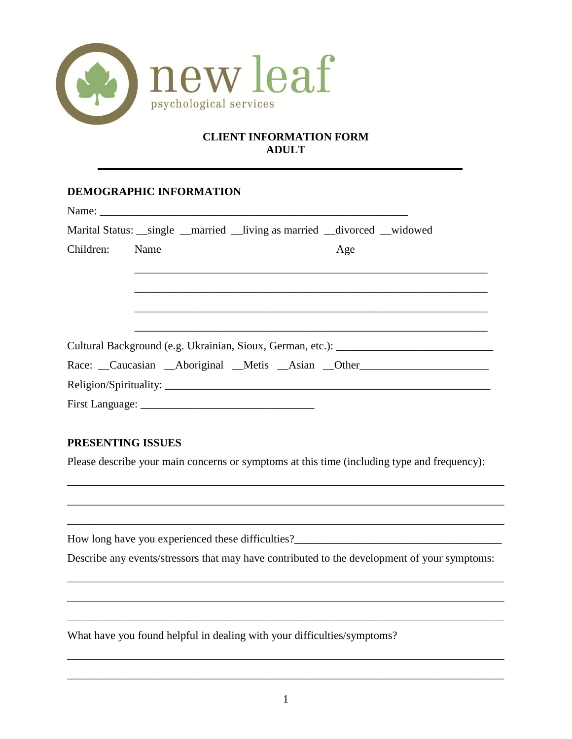new leaf
psychological services

# CLIENT INFORMATION FORM
# ADULT

---

## DEMOGRAPHIC INFORMATION

Name: ___________________________________________________________

Marital Status: __single __married __living as married __divorced __widowed

Children: Name Age

_________________________________________________________________

_________________________________________________________________

_________________________________________________________________

_________________________________________________________________

Cultural Background (e.g. Ukrainian, Sioux, German, etc.): ___________________________

Race: __Caucasian __Aboriginal __Metis __Asian __Other______________________

Religion/Spirituality: ___________________________________________________________

First Language: ________________________________

## PRESENTING ISSUES

Please describe your main concerns or symptoms at this time (including type and frequency):

_________________________________________________________________________________

_________________________________________________________________________________

_________________________________________________________________________________

How long have you experienced these difficulties?_____________________________________

Describe any events/stressors that may have contributed to the development of your symptoms:

_________________________________________________________________________________

_________________________________________________________________________________

_________________________________________________________________________________

What have you found helpful in dealing with your difficulties/symptoms?

_________________________________________________________________________________

_________________________________________________________________________________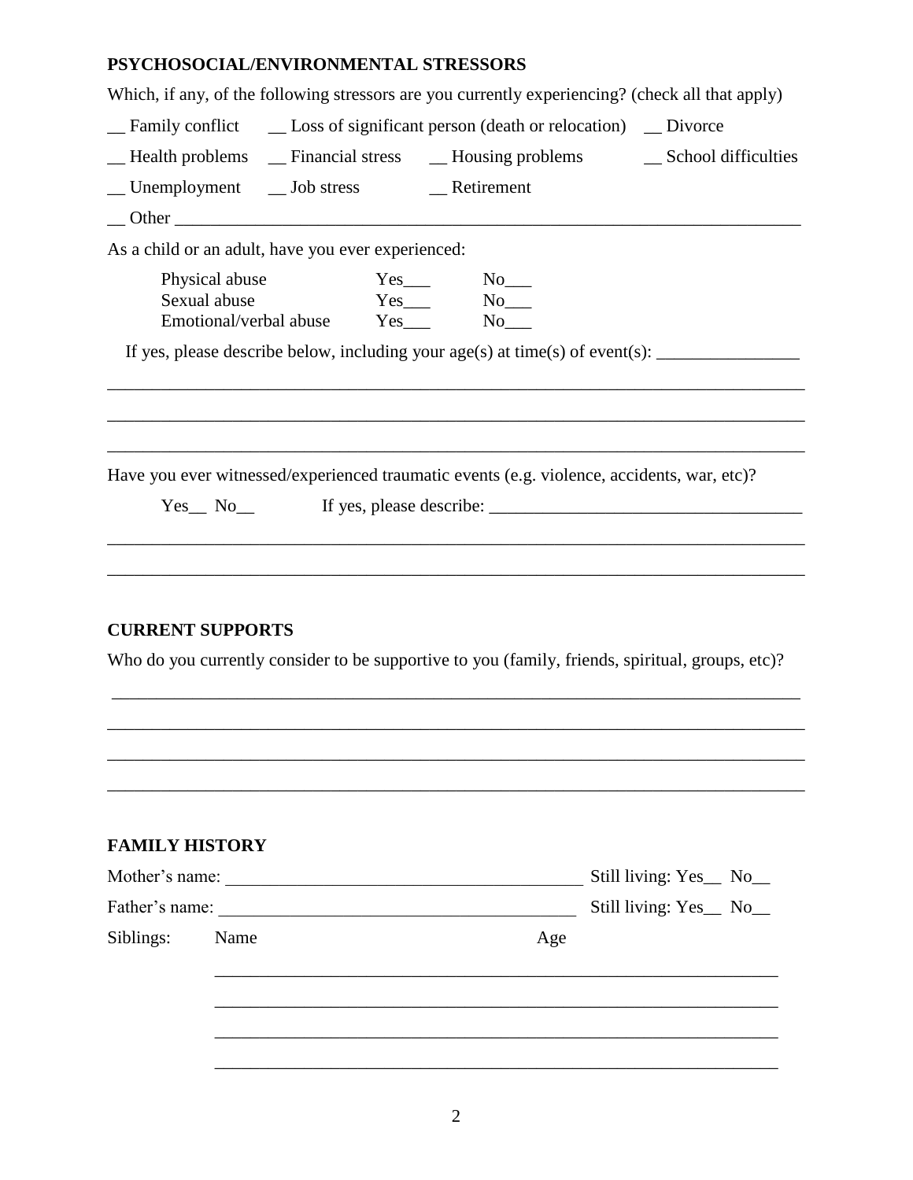## PSYCHOSOCIAL/ENVIRONMENTAL STRESSORS

Which, if any, of the following stressors are you currently experiencing? (check all that apply)

__ Family conflict __ Loss of significant person (death or relocation) __ Divorce

__ Health problems __ Financial stress __ Housing problems __ School difficulties

__ Unemployment __ Job stress __ Retirement

__ Other ______________________________________________________________________

As a child or an adult, have you ever experienced:

| | | |
|---|---|---|
| Physical abuse | Yes___ | No___ |
| Sexual abuse | Yes___ | No___ |
| Emotional/verbal abuse | Yes___ | No___ |

If yes, please describe below, including your age(s) at time(s) of event(s): ________________

______________________________________________________________________________

______________________________________________________________________________

______________________________________________________________________________

Have you ever witnessed/experienced traumatic events (e.g. violence, accidents, war, etc)?

Yes__ No__ If yes, please describe: ___________________________________

______________________________________________________________________________

______________________________________________________________________________

## CURRENT SUPPORTS

Who do you currently consider to be supportive to you (family, friends, spiritual, groups, etc)?

______________________________________________________________________________

______________________________________________________________________________

______________________________________________________________________________

______________________________________________________________________________

## FAMILY HISTORY

Mother's name: ________________________________________ Still living: Yes__ No__

Father's name: ________________________________________ Still living: Yes__ No__

Siblings: Name Age

_______________________________________________________________

_______________________________________________________________

_______________________________________________________________

_______________________________________________________________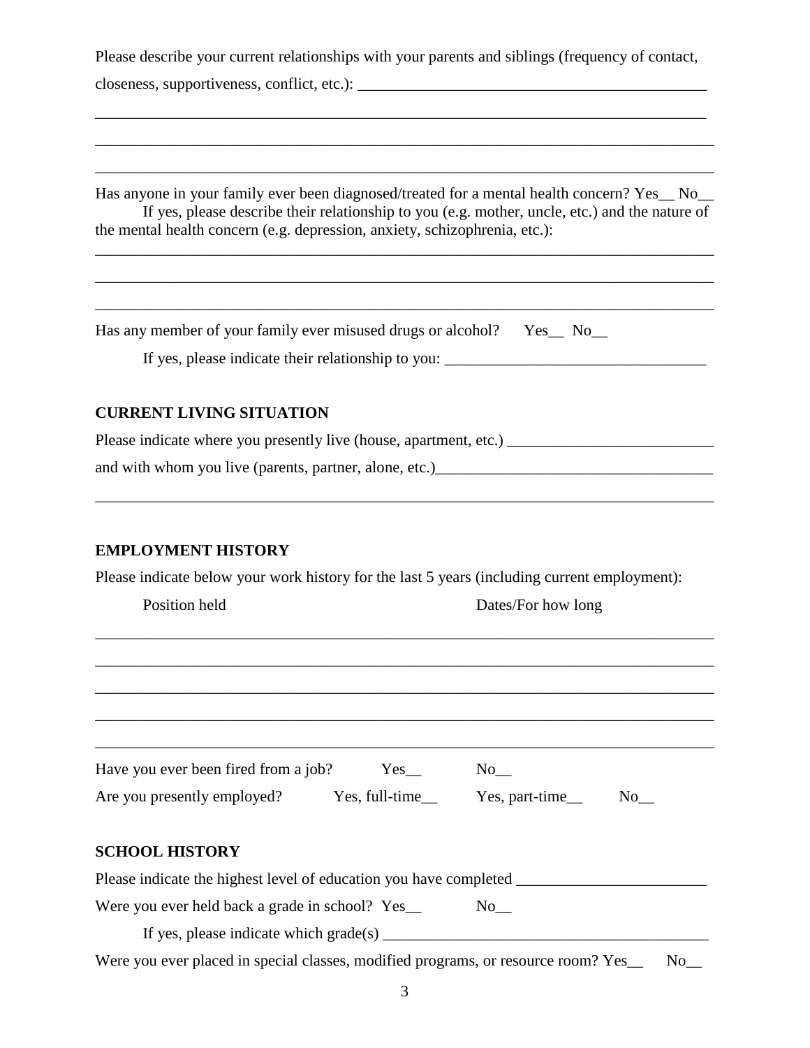Please describe your current relationships with your parents and siblings (frequency of contact, closeness, supportiveness, conflict, etc.): ____________________________________________

______________________________________________________________________________

______________________________________________________________________________

______________________________________________________________________________

Has anyone in your family ever been diagnosed/treated for a mental health concern? Yes__ No__

If yes, please describe their relationship to you (e.g. mother, uncle, etc.) and the nature of the mental health concern (e.g. depression, anxiety, schizophrenia, etc.):

______________________________________________________________________________

______________________________________________________________________________

______________________________________________________________________________

Has any member of your family ever misused drugs or alcohol? Yes__ No__

If yes, please indicate their relationship to you: _________________________________

## CURRENT LIVING SITUATION

Please indicate where you presently live (house, apartment, etc.) __________________________

and with whom you live (parents, partner, alone, etc.)__________________________________

______________________________________________________________________________

## EMPLOYMENT HISTORY

Please indicate below your work history for the last 5 years (including current employment):

Position held                                                  Dates/For how long

______________________________________________________________________________

______________________________________________________________________________

______________________________________________________________________________

______________________________________________________________________________

______________________________________________________________________________

Have you ever been fired from a job? Yes__ No__

Are you presently employed? Yes, full-time__ Yes, part-time__ No__

## SCHOOL HISTORY

Please indicate the highest level of education you have completed ________________________

Were you ever held back a grade in school? Yes__ No__

If yes, please indicate which grade(s) _________________________________________

Were you ever placed in special classes, modified programs, or resource room? Yes__ No__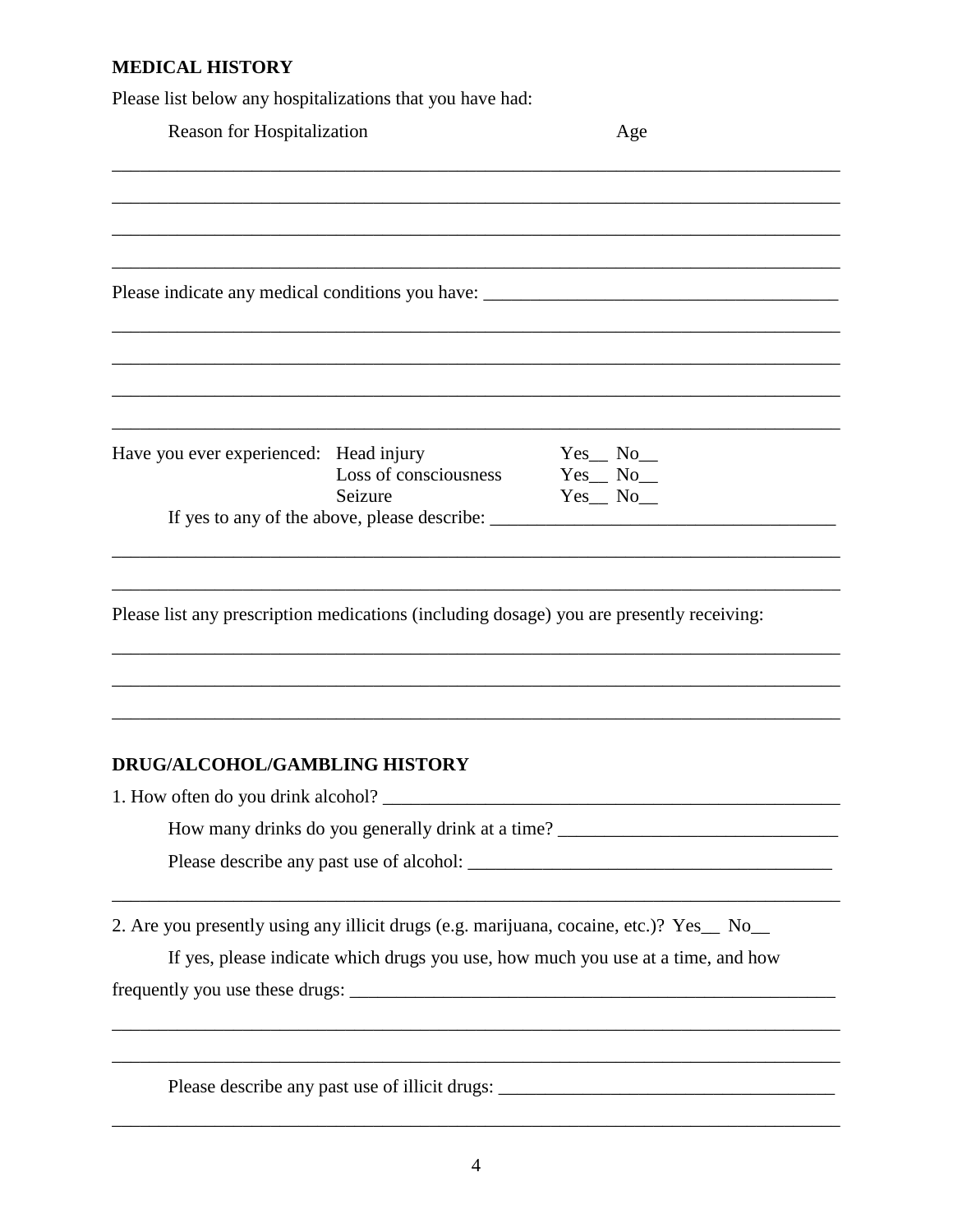## MEDICAL HISTORY

Please list below any hospitalizations that you have had:

Reason for Hospitalization                                        Age

________________________________________________________________________________

________________________________________________________________________________

________________________________________________________________________________

________________________________________________________________________________

Please indicate any medical conditions you have: ________________________________________

________________________________________________________________________________

________________________________________________________________________________

________________________________________________________________________________

________________________________________________________________________________

Have you ever experienced: Head injury     Yes__ No__

Loss of consciousness     Yes__ No__

Seizure     Yes__ No__

If yes to any of the above, please describe: ______________________________________

________________________________________________________________________________

________________________________________________________________________________

Please list any prescription medications (including dosage) you are presently receiving:

________________________________________________________________________________

________________________________________________________________________________

________________________________________________________________________________

## DRUG/ALCOHOL/GAMBLING HISTORY

1. How often do you drink alcohol? ______________________________________________

How many drinks do you generally drink at a time? ______________________________

Please describe any past use of alcohol: ______________________________________

________________________________________________________________________________

2. Are you presently using any illicit drugs (e.g. marijuana, cocaine, etc.)? Yes__ No__

If yes, please indicate which drugs you use, how much you use at a time, and how frequently you use these drugs: _____________________________________________________

________________________________________________________________________________

________________________________________________________________________________

Please describe any past use of illicit drugs: ____________________________________

________________________________________________________________________________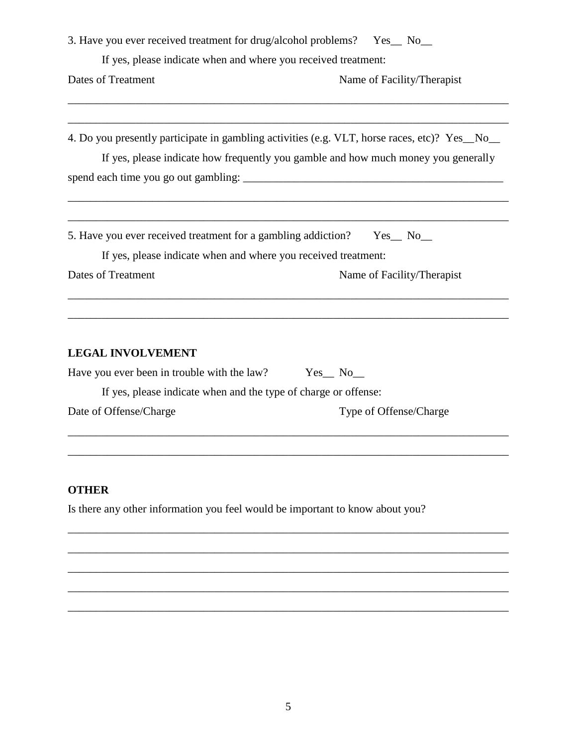3. Have you ever received treatment for drug/alcohol problems? Yes__ No__

If yes, please indicate when and where you received treatment:

Dates of Treatment Name of Facility/Therapist

_______________________________________________________________________________

_______________________________________________________________________________

4. Do you presently participate in gambling activities (e.g. VLT, horse races, etc)? Yes__No__

If yes, please indicate how frequently you gamble and how much money you generally spend each time you go out gambling: _______________________________________________

_______________________________________________________________________________

_______________________________________________________________________________

5. Have you ever received treatment for a gambling addiction? Yes__ No__

If yes, please indicate when and where you received treatment:

Dates of Treatment Name of Facility/Therapist

_______________________________________________________________________________

_______________________________________________________________________________

**LEGAL INVOLVEMENT**

Have you ever been in trouble with the law? Yes__ No__

If yes, please indicate when and the type of charge or offense:

Date of Offense/Charge Type of Offense/Charge

_______________________________________________________________________________

_______________________________________________________________________________

**OTHER**

Is there any other information you feel would be important to know about you?

_______________________________________________________________________________

_______________________________________________________________________________

_______________________________________________________________________________

_______________________________________________________________________________

_______________________________________________________________________________